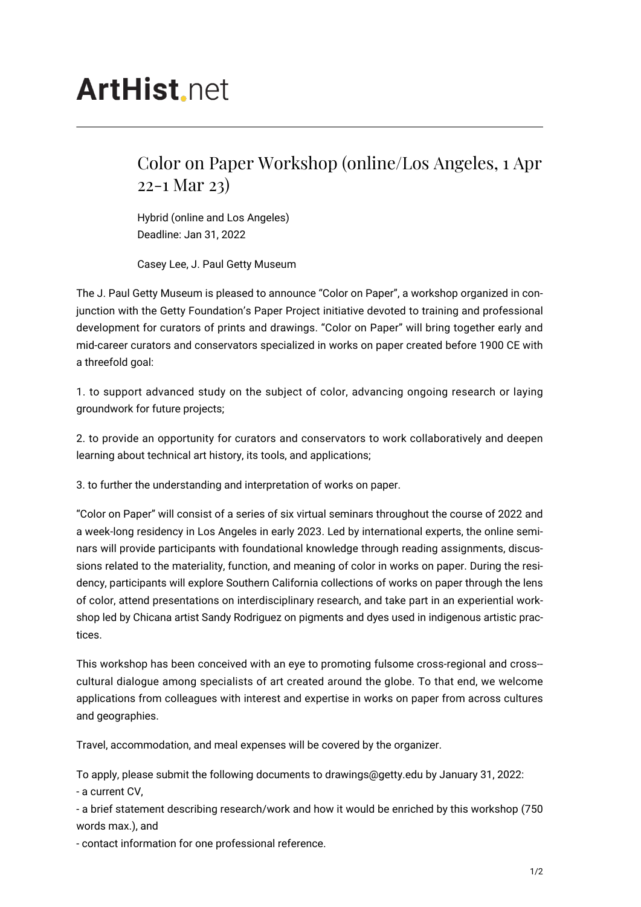# ArtHist.net

## Color on Paper Workshop (online/Los Angeles, 1 Apr 22-1 Mar 23)

Hybrid (online and Los Angeles)
Deadline: Jan 31, 2022

Casey Lee, J. Paul Getty Museum

The J. Paul Getty Museum is pleased to announce "Color on Paper", a workshop organized in conjunction with the Getty Foundation's Paper Project initiative devoted to training and professional development for curators of prints and drawings. "Color on Paper" will bring together early and mid-career curators and conservators specialized in works on paper created before 1900 CE with a threefold goal:

1. to support advanced study on the subject of color, advancing ongoing research or laying groundwork for future projects;

2. to provide an opportunity for curators and conservators to work collaboratively and deepen learning about technical art history, its tools, and applications;

3. to further the understanding and interpretation of works on paper.

"Color on Paper" will consist of a series of six virtual seminars throughout the course of 2022 and a week-long residency in Los Angeles in early 2023. Led by international experts, the online seminars will provide participants with foundational knowledge through reading assignments, discussions related to the materiality, function, and meaning of color in works on paper. During the residency, participants will explore Southern California collections of works on paper through the lens of color, attend presentations on interdisciplinary research, and take part in an experiential workshop led by Chicana artist Sandy Rodriguez on pigments and dyes used in indigenous artistic practices.

This workshop has been conceived with an eye to promoting fulsome cross-regional and cross-cultural dialogue among specialists of art created around the globe. To that end, we welcome applications from colleagues with interest and expertise in works on paper from across cultures and geographies.

Travel, accommodation, and meal expenses will be covered by the organizer.

To apply, please submit the following documents to drawings@getty.edu by January 31, 2022:
- a current CV,
- a brief statement describing research/work and how it would be enriched by this workshop (750 words max.), and
- contact information for one professional reference.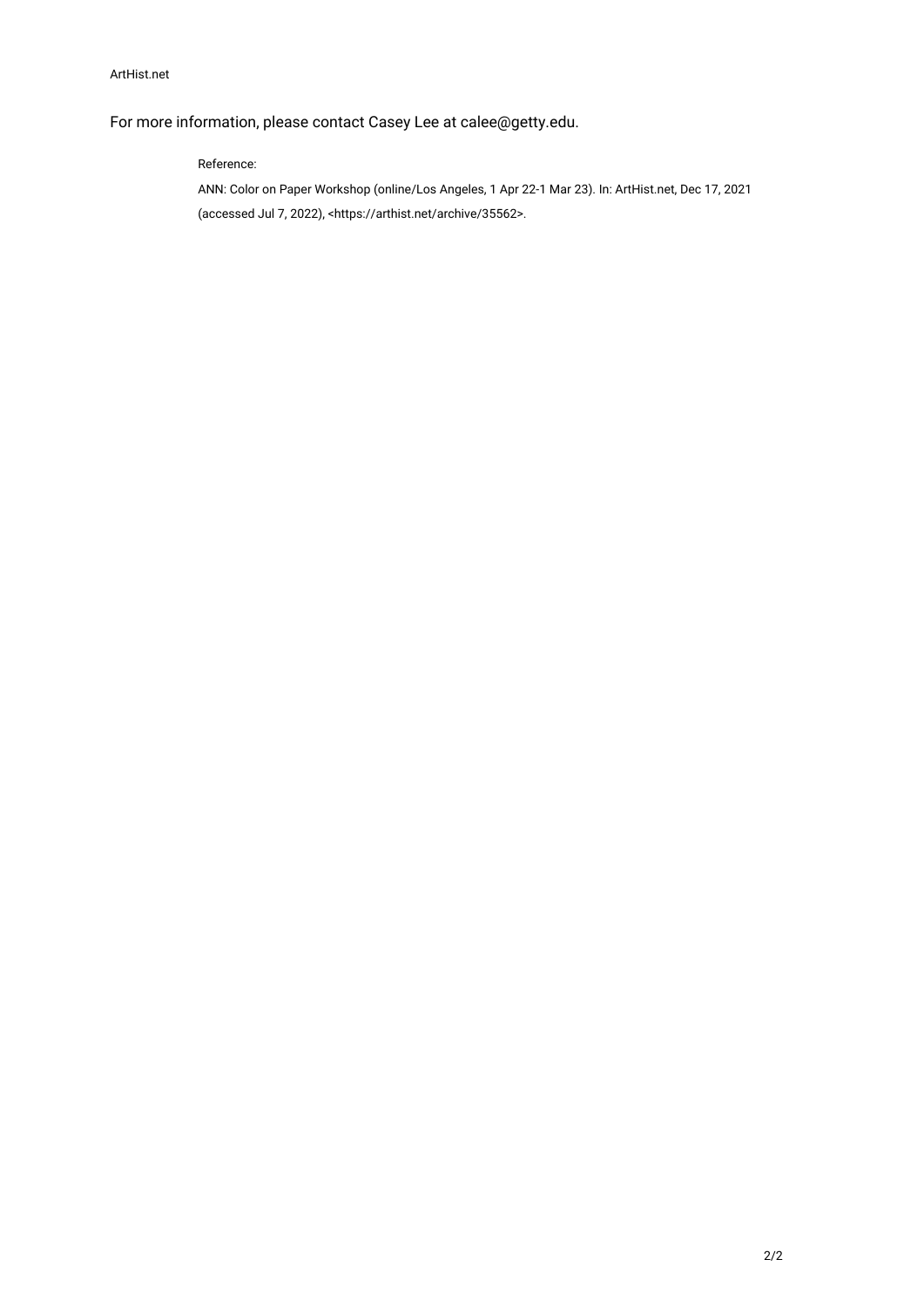For more information, please contact Casey Lee at calee@getty.edu.

Reference:

ANN: Color on Paper Workshop (online/Los Angeles, 1 Apr 22-1 Mar 23). In: ArtHist.net, Dec 17, 2021 (accessed Jul 7, 2022), <https://arthist.net/archive/35562>.